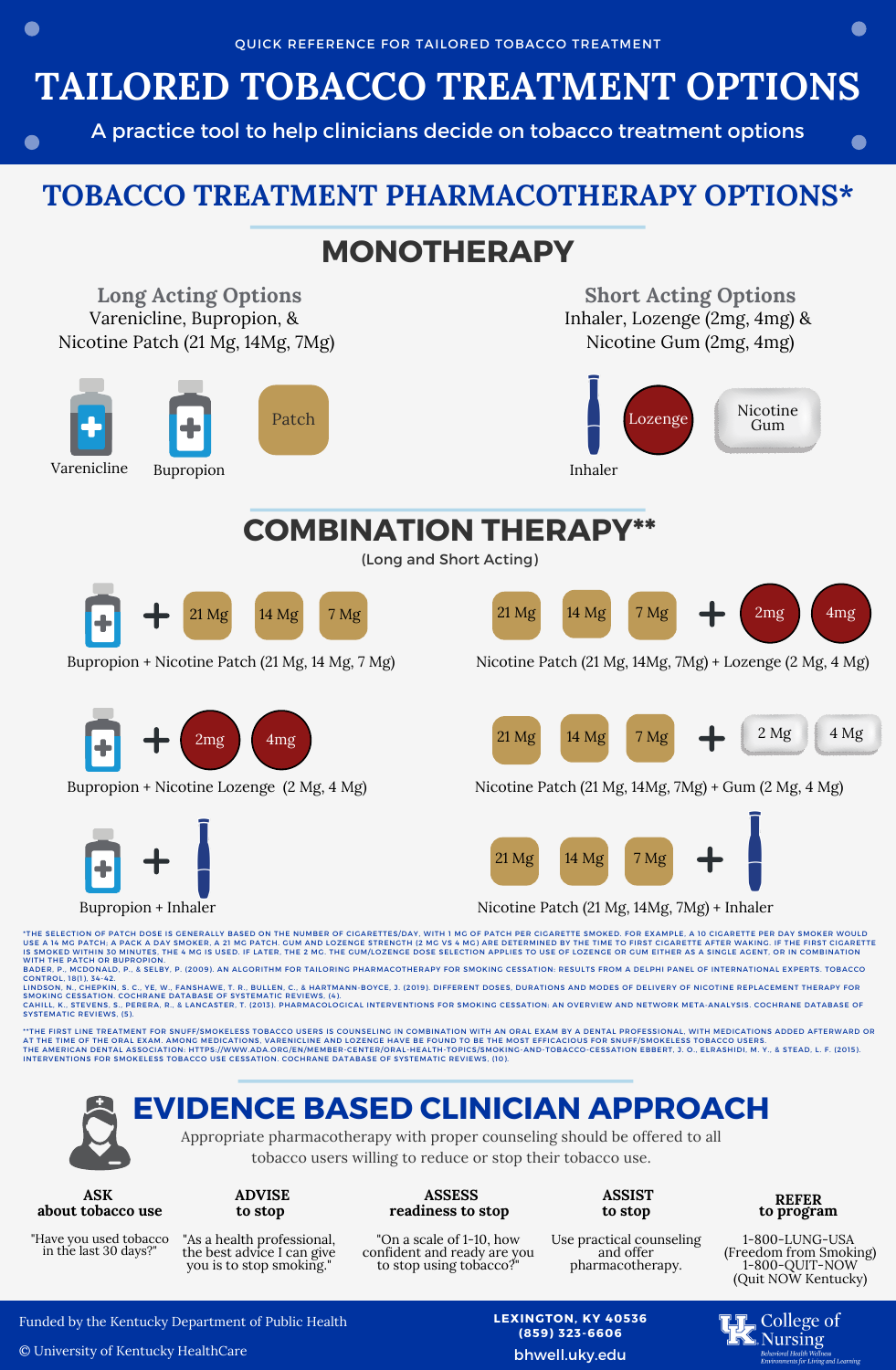QUICK REFERENCE FOR TAILORED TOBACCO TREATMENT

# TAILORED TOBACCO TREATMENT OPTIONS

A practice tool to help clinicians decide on tobacco treatment options

## TOBACCO TREATMENT PHARMACOTHERAPY OPTIONS*

### MONOTHERAPY

**Long Acting Options**
Varenicline, Bupropion, & Nicotine Patch (21 Mg, 14Mg, 7Mg)

Varenicline · Bupropion · Patch

**Short Acting Options**
Inhaler, Lozenge (2mg, 4mg) & Nicotine Gum (2mg, 4mg)

Inhaler · Lozenge · Nicotine Gum

### COMBINATION THERAPY**

(Long and Short Acting)

- Bupropion + Nicotine Patch (21 Mg, 14 Mg, 7 Mg)
- Nicotine Patch (21 Mg, 14Mg, 7Mg) + Lozenge (2 Mg, 4 Mg)
- Bupropion + Nicotine Lozenge (2 Mg, 4 Mg)
- Nicotine Patch (21 Mg, 14Mg, 7Mg) + Gum (2 Mg, 4 Mg)
- Bupropion + Inhaler
- Nicotine Patch (21 Mg, 14Mg, 7Mg) + Inhaler

*THE SELECTION OF PATCH DOSE IS GENERALLY BASED ON THE NUMBER OF CIGARETTES/DAY, WITH 1 MG OF PATCH PER CIGARETTE SMOKED. FOR EXAMPLE, A 10 CIGARETTE PER DAY SMOKER WOULD USE A 14 MG PATCH; A PACK A DAY SMOKER, A 21 MG PATCH. GUM AND LOZENGE STRENGTH (2 MG VS 4 MG) ARE DETERMINED BY THE TIME TO FIRST CIGARETTE AFTER WAKING. IF THE FIRST CIGARETTE IS SMOKED WITHIN 30 MINUTES, THE 4 MG IS USED. IF LATER, THE 2 MG. THE GUM/LOZENGE DOSE SELECTION APPLIES TO USE OF LOZENGE OR GUM EITHER AS A SINGLE AGENT, OR IN COMBINATION WITH THE PATCH OR BUPROPION.
BADER, P., MCDONALD, P., & SELBY, P. (2009). AN ALGORITHM FOR TAILORING PHARMACOTHERAPY FOR SMOKING CESSATION: RESULTS FROM A DELPHI PANEL OF INTERNATIONAL EXPERTS. TOBACCO CONTROL, 18(1), 34-42.
LINDSON, N., CHEPKIN, S. C., YE, W., FANSHAWE, T. R., BULLEN, C., & HARTMANN-BOYCE, J. (2019). DIFFERENT DOSES, DURATIONS AND MODES OF DELIVERY OF NICOTINE REPLACEMENT THERAPY FOR SMOKING CESSATION. COCHRANE DATABASE OF SYSTEMATIC REVIEWS, (4).
CAHILL, K., STEVENS, S., PERERA, R., & LANCASTER, T. (2013). PHARMACOLOGICAL INTERVENTIONS FOR SMOKING CESSATION: AN OVERVIEW AND NETWORK META-ANALYSIS. COCHRANE DATABASE OF SYSTEMATIC REVIEWS, (5).

**THE FIRST LINE TREATMENT FOR SNUFF/SMOKELESS TOBACCO USERS IS COUNSELING IN COMBINATION WITH AN ORAL EXAM BY A DENTAL PROFESSIONAL, WITH MEDICATIONS ADDED AFTERWARD OR AT THE TIME OF THE ORAL EXAM. AMONG MEDICATIONS, VARENICLINE AND LOZENGE HAVE BEEN FOUND TO BE THE MOST EFFICACIOUS FOR SNUFF/SMOKELESS TOBACCO USERS.
THE AMERICAN DENTAL ASSOCIATION: HTTPS://WWW.ADA.ORG/EN/MEMBER-CENTER/ORAL-HEALTH-TOPICS/SMOKING-AND-TOBACCO-CESSATION EBBERT, J. O., ELRASHIDI, M. Y., & STEAD, L. F. (2015). INTERVENTIONS FOR SMOKELESS TOBACCO USE CESSATION. COCHRANE DATABASE OF SYSTEMATIC REVIEWS, (10).

## EVIDENCE BASED CLINICIAN APPROACH

Appropriate pharmacotherapy with proper counseling should be offered to all tobacco users willing to reduce or stop their tobacco use.

| ASK about tobacco use | ADVISE to stop | ASSESS readiness to stop | ASSIST to stop | REFER to program |
| --- | --- | --- | --- | --- |
| "Have you used tobacco in the last 30 days?" | "As a health professional, the best advice I can give you is to stop smoking." | "On a scale of 1-10, how confident and ready are you to stop using tobacco?" | Use practical counseling and offer pharmacotherapy. | 1-800-LUNG-USA (Freedom from Smoking) 1-800-QUIT-NOW (Quit NOW Kentucky) |

Funded by the Kentucky Department of Public Health

© University of Kentucky HealthCare

LEXINGTON, KY 40536
(859) 323-6606
bhwell.uky.edu

UK College of Nursing
Behavioral Health Wellness Environments for Living and Learning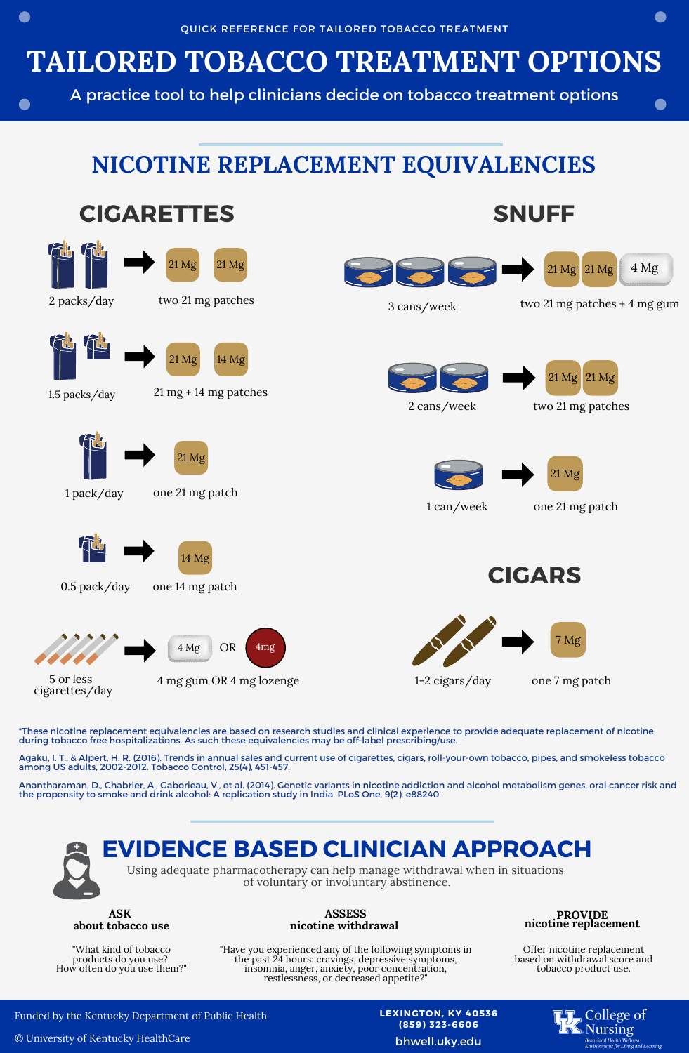QUICK REFERENCE FOR TAILORED TOBACCO TREATMENT

# TAILORED TOBACCO TREATMENT OPTIONS

A practice tool to help clinicians decide on tobacco treatment options

## NICOTINE REPLACEMENT EQUIVALENCIES

### CIGARETTES

21 Mg 21 Mg

2 packs/day → two 21 mg patches

21 Mg 14 Mg

1.5 packs/day → 21 mg + 14 mg patches

21 Mg

1 pack/day → one 21 mg patch

14 Mg

0.5 pack/day → one 14 mg patch

4 Mg OR 4mg

5 or less cigarettes/day → 4 mg gum OR 4 mg lozenge

### SNUFF

21 Mg 21 Mg 4 Mg

3 cans/week → two 21 mg patches + 4 mg gum

21 Mg 21 Mg

2 cans/week → two 21 mg patches

21 Mg

1 can/week → one 21 mg patch

### CIGARS

7 Mg

1-2 cigars/day → one 7 mg patch

*These nicotine replacement equivalencies are based on research studies and clinical experience to provide adequate replacement of nicotine during tobacco free hospitalizations. As such these equivalencies may be off-label prescribing/use.

Agaku, I. T., & Alpert, H. R. (2016). Trends in annual sales and current use of cigarettes, cigars, roll-your-own tobacco, pipes, and smokeless tobacco among US adults, 2002-2012. Tobacco Control, 25(4), 451-457.

Anantharaman, D., Chabrier, A., Gaborieau, V., et al. (2014). Genetic variants in nicotine addiction and alcohol metabolism genes, oral cancer risk and the propensity to smoke and drink alcohol: A replication study in India. PLoS One, 9(2), e88240.

## EVIDENCE BASED CLINICIAN APPROACH

Using adequate pharmacotherapy can help manage withdrawal when in situations of voluntary or involuntary abstinence.

**ASK about tobacco use**

"What kind of tobacco products do you use? How often do you use them?"

**ASSESS nicotine withdrawal**

"Have you experienced any of the following symptoms in the past 24 hours: cravings, depressive symptoms, insomnia, anger, anxiety, poor concentration, restlessness, or decreased appetite?"

**PROVIDE nicotine replacement**

Offer nicotine replacement based on withdrawal score and tobacco product use.

Funded by the Kentucky Department of Public Health

© University of Kentucky HealthCare

LEXINGTON, KY 40536
(859) 323-6606
bhwell.uky.edu

UK College of Nursing
Behavioral Health Wellness Environments for Living and Learning